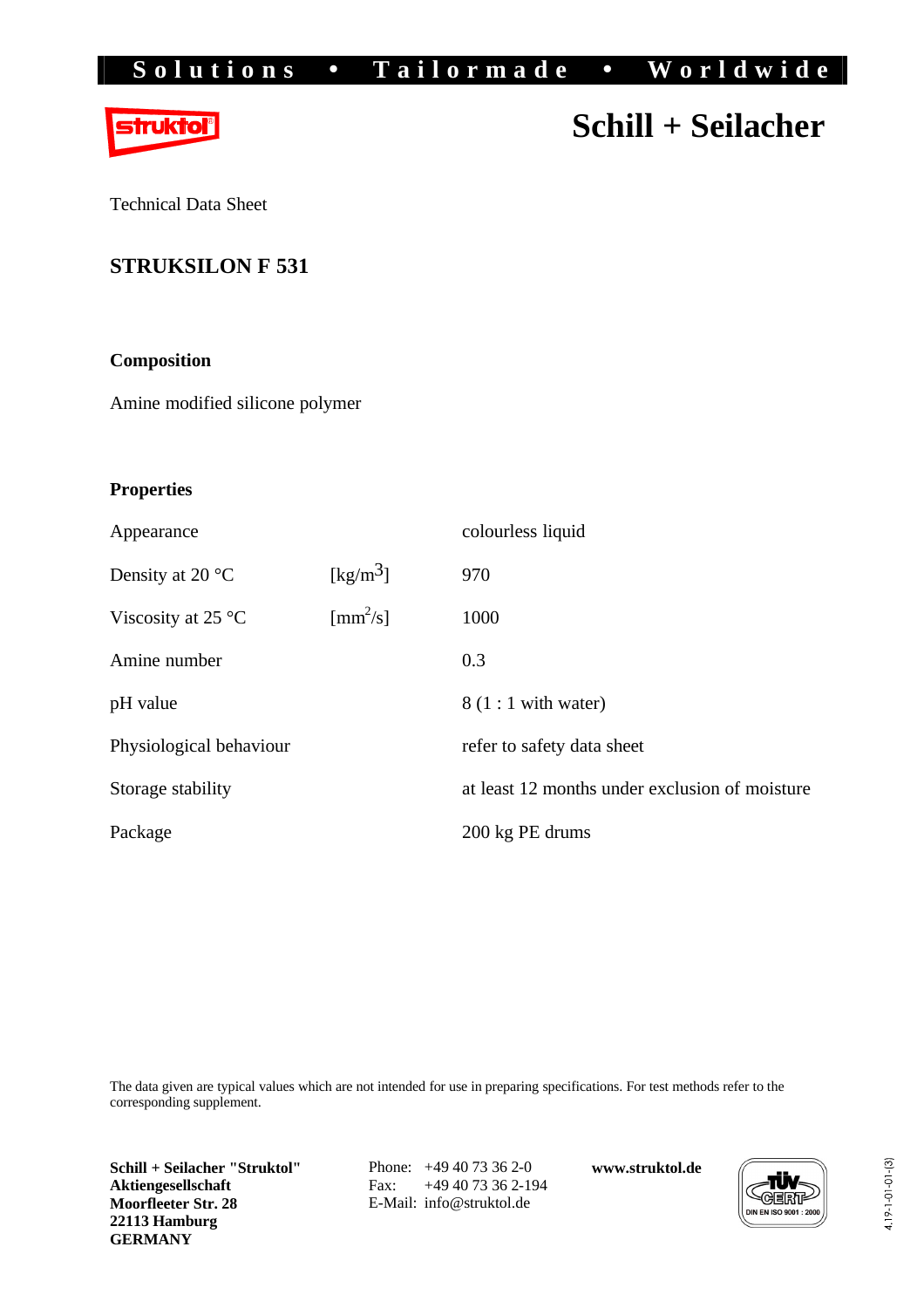Solutions • Tailormade • Worldwide

struktol®

# Schill + Seilacher

Technical Data Sheet

## STRUKSILON F 531

### Composition

Amine modified silicone polymer

### Properties

| | | |
|---|---|---|
| Appearance | | colourless liquid |
| Density at 20 °C | [kg/m$^3$] | 970 |
| Viscosity at 25 °C | [mm$^2$/s] | 1000 |
| Amine number | | 0.3 |
| pH value | | 8 (1 : 1 with water) |
| Physiological behaviour | | refer to safety data sheet |
| Storage stability | | at least 12 months under exclusion of moisture |
| Package | | 200 kg PE drums |

The data given are typical values which are not intended for use in preparing specifications. For test methods refer to the corresponding supplement.

**Schill + Seilacher "Struktol" Aktiengesellschaft**
**Moorfleeter Str. 28**
**22113 Hamburg**
**GERMANY**

Phone: +49 40 73 36 2-0
Fax: +49 40 73 36 2-194
E-Mail: info@struktol.de

**www.struktol.de**

TÜV CERT DIN EN ISO 9001 : 2000

4.19-1-01-01-(3)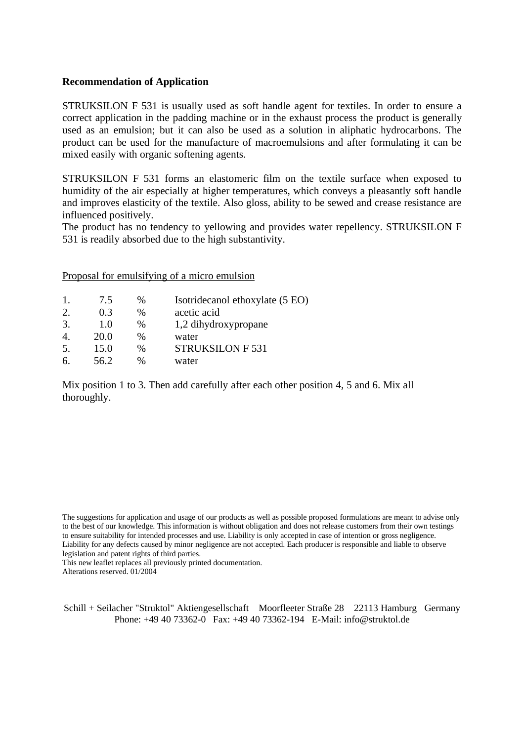**Recommendation of Application**

STRUKSILON F 531 is usually used as soft handle agent for textiles. In order to ensure a correct application in the padding machine or in the exhaust process the product is generally used as an emulsion; but it can also be used as a solution in aliphatic hydrocarbons. The product can be used for the manufacture of macroemulsions and after formulating it can be mixed easily with organic softening agents.

STRUKSILON F 531 forms an elastomeric film on the textile surface when exposed to humidity of the air especially at higher temperatures, which conveys a pleasantly soft handle and improves elasticity of the textile. Also gloss, ability to be sewed and crease resistance are influenced positively.
The product has no tendency to yellowing and provides water repellency. STRUKSILON F 531 is readily absorbed due to the high substantivity.

<u>Proposal for emulsifying of a micro emulsion</u>

| | | | |
|---|---|---|---|
| 1. | 7.5 | % | Isotridecanol ethoxylate (5 EO) |
| 2. | 0.3 | % | acetic acid |
| 3. | 1.0 | % | 1,2 dihydroxypropane |
| 4. | 20.0 | % | water |
| 5. | 15.0 | % | STRUKSILON F 531 |
| 6. | 56.2 | % | water |

Mix position 1 to 3. Then add carefully after each other position 4, 5 and 6. Mix all thoroughly.

The suggestions for application and usage of our products as well as possible proposed formulations are meant to advise only to the best of our knowledge. This information is without obligation and does not release customers from their own testings to ensure suitability for intended processes and use. Liability is only accepted in case of intention or gross negligence. Liability for any defects caused by minor negligence are not accepted. Each producer is responsible and liable to observe legislation and patent rights of third parties.
This new leaflet replaces all previously printed documentation.
Alterations reserved. 01/2004

Schill + Seilacher "Struktol" Aktiengesellschaft Moorfleeter Straße 28 22113 Hamburg Germany
Phone: +49 40 73362-0 Fax: +49 40 73362-194 E-Mail: info@struktol.de